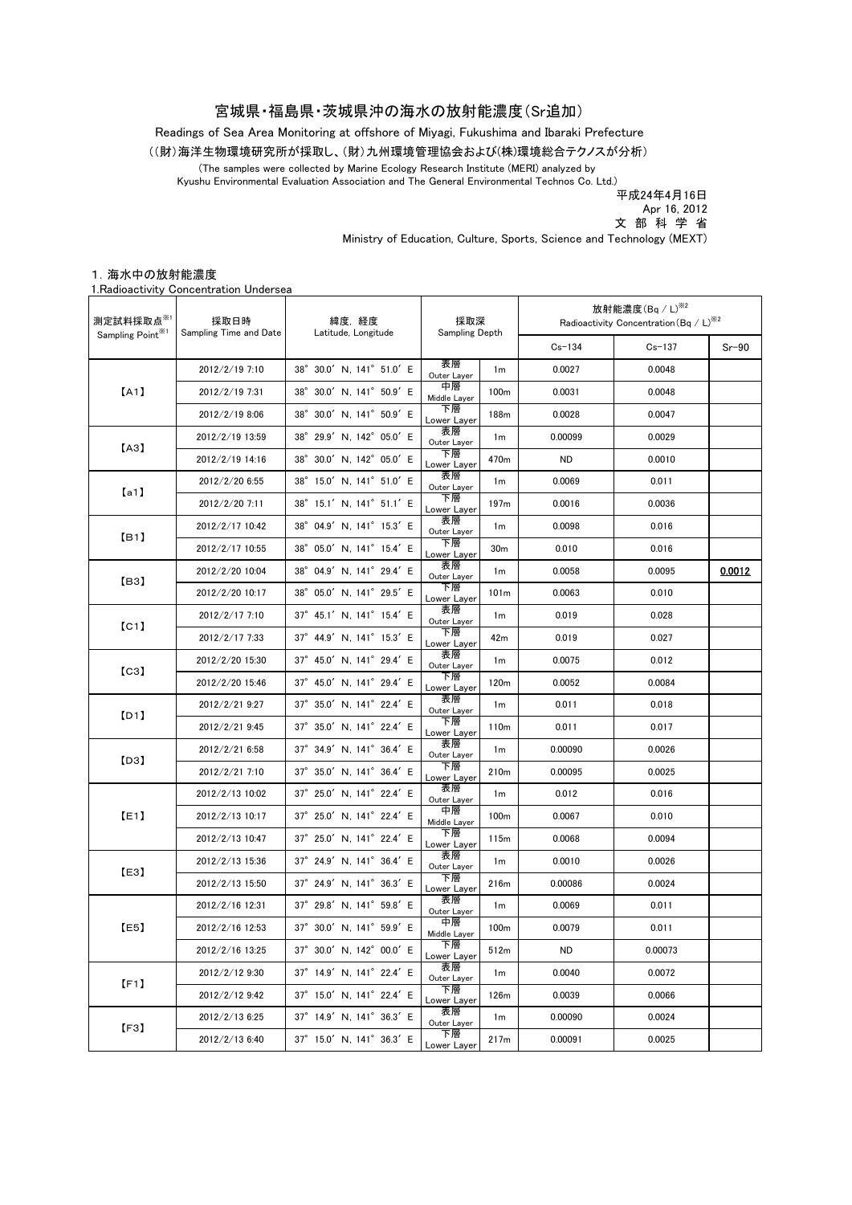# 宮城県・福島県・茨城県沖の海水の放射能濃度（Sr追加）

Readings of Sea Area Monitoring at offshore of Miyagi, Fukushima and Ibaraki Prefecture

（（財）海洋生物環境研究所が採取し、（財）九州環境管理協会および(株)環境総合テクノスが分析）

(The samples were collected by Marine Ecology Research Institute (MERI) analyzed by Kyushu Environmental Evaluation Association and The General Environmental Technos Co. Ltd.)

平成24年4月16日
Apr 16, 2012
文 部 科 学 省
Ministry of Education, Culture, Sports, Science and Technology (MEXT)

## 1．海水中の放射能濃度

1.Radioactivity Concentration Undersea

| 測定試料採取点※1 Sampling Point※1 | 採取日時 Sampling Time and Date | 緯度，経度 Latitude, Longitude | 採取深 Sampling Depth | | 放射能濃度(Bq／L)※2 Radioactivity Concentration(Bq／L)※2 | | |
|---|---|---|---|---|---|---|---|
| | | | | | Cs-134 | Cs-137 | Sr-90 |
| 【A1】 | 2012/2/19 7:10 | 38° 30.0′ N, 141° 51.0′ E | 表層 Outer Layer | 1m | 0.0027 | 0.0048 | |
| | 2012/2/19 7:31 | 38° 30.0′ N, 141° 50.9′ E | 中層 Middle Layer | 100m | 0.0031 | 0.0048 | |
| | 2012/2/19 8:06 | 38° 30.0′ N, 141° 50.9′ E | 下層 Lower Layer | 188m | 0.0028 | 0.0047 | |
| 【A3】 | 2012/2/19 13:59 | 38° 29.9′ N, 142° 05.0′ E | 表層 Outer Layer | 1m | 0.00099 | 0.0029 | |
| | 2012/2/19 14:16 | 38° 30.0′ N, 142° 05.0′ E | 下層 Lower Layer | 470m | ND | 0.0010 | |
| 【a1】 | 2012/2/20 6:55 | 38° 15.0′ N, 141° 51.0′ E | 表層 Outer Layer | 1m | 0.0069 | 0.011 | |
| | 2012/2/20 7:11 | 38° 15.1′ N, 141° 51.1′ E | 下層 Lower Layer | 197m | 0.0016 | 0.0036 | |
| 【B1】 | 2012/2/17 10:42 | 38° 04.9′ N, 141° 15.3′ E | 表層 Outer Layer | 1m | 0.0098 | 0.016 | |
| | 2012/2/17 10:55 | 38° 05.0′ N, 141° 15.4′ E | 下層 Lower Layer | 30m | 0.010 | 0.016 | |
| 【B3】 | 2012/2/20 10:04 | 38° 04.9′ N, 141° 29.4′ E | 表層 Outer Layer | 1m | 0.0058 | 0.0095 | **0.0012** |
| | 2012/2/20 10:17 | 38° 05.0′ N, 141° 29.5′ E | 下層 Lower Layer | 101m | 0.0063 | 0.010 | |
| 【C1】 | 2012/2/17 7:10 | 37° 45.1′ N, 141° 15.4′ E | 表層 Outer Layer | 1m | 0.019 | 0.028 | |
| | 2012/2/17 7:33 | 37° 44.9′ N, 141° 15.3′ E | 下層 Lower Layer | 42m | 0.019 | 0.027 | |
| 【C3】 | 2012/2/20 15:30 | 37° 45.0′ N, 141° 29.4′ E | 表層 Outer Layer | 1m | 0.0075 | 0.012 | |
| | 2012/2/20 15:46 | 37° 45.0′ N, 141° 29.4′ E | 下層 Lower Layer | 120m | 0.0052 | 0.0084 | |
| 【D1】 | 2012/2/21 9:27 | 37° 35.0′ N, 141° 22.4′ E | 表層 Outer Layer | 1m | 0.011 | 0.018 | |
| | 2012/2/21 9:45 | 37° 35.0′ N, 141° 22.4′ E | 下層 Lower Layer | 110m | 0.011 | 0.017 | |
| 【D3】 | 2012/2/21 6:58 | 37° 34.9′ N, 141° 36.4′ E | 表層 Outer Layer | 1m | 0.00090 | 0.0026 | |
| | 2012/2/21 7:10 | 37° 35.0′ N, 141° 36.4′ E | 下層 Lower Layer | 210m | 0.00095 | 0.0025 | |
| 【E1】 | 2012/2/13 10:02 | 37° 25.0′ N, 141° 22.4′ E | 表層 Outer Layer | 1m | 0.012 | 0.016 | |
| | 2012/2/13 10:17 | 37° 25.0′ N, 141° 22.4′ E | 中層 Middle Layer | 100m | 0.0067 | 0.010 | |
| | 2012/2/13 10:47 | 37° 25.0′ N, 141° 22.4′ E | 下層 Lower Layer | 115m | 0.0068 | 0.0094 | |
| 【E3】 | 2012/2/13 15:36 | 37° 24.9′ N, 141° 36.4′ E | 表層 Outer Layer | 1m | 0.0010 | 0.0026 | |
| | 2012/2/13 15:50 | 37° 24.9′ N, 141° 36.3′ E | 下層 Lower Layer | 216m | 0.00086 | 0.0024 | |
| 【E5】 | 2012/2/16 12:31 | 37° 29.8′ N, 141° 59.8′ E | 表層 Outer Layer | 1m | 0.0069 | 0.011 | |
| | 2012/2/16 12:53 | 37° 30.0′ N, 141° 59.9′ E | 中層 Middle Layer | 100m | 0.0079 | 0.011 | |
| | 2012/2/16 13:25 | 37° 30.0′ N, 142° 00.0′ E | 下層 Lower Layer | 512m | ND | 0.00073 | |
| 【F1】 | 2012/2/12 9:30 | 37° 14.9′ N, 141° 22.4′ E | 表層 Outer Layer | 1m | 0.0040 | 0.0072 | |
| | 2012/2/12 9:42 | 37° 15.0′ N, 141° 22.4′ E | 下層 Lower Layer | 126m | 0.0039 | 0.0066 | |
| 【F3】 | 2012/2/13 6:25 | 37° 14.9′ N, 141° 36.3′ E | 表層 Outer Layer | 1m | 0.00090 | 0.0024 | |
| | 2012/2/13 6:40 | 37° 15.0′ N, 141° 36.3′ E | 下層 Lower Layer | 217m | 0.00091 | 0.0025 | |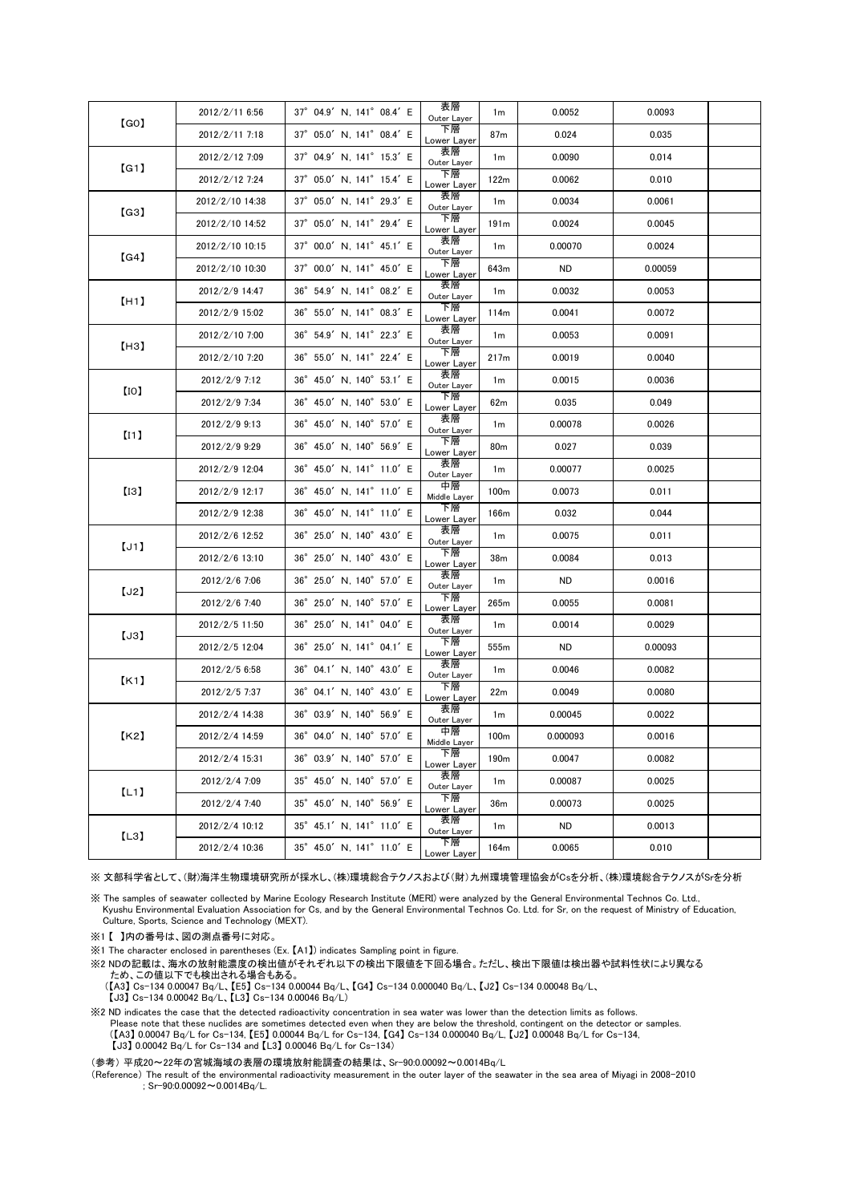| | | | | | | | |
|---|---|---|---|---|---|---|---|
| 【G0】 | 2012/2/11 6:56 | 37° 04.9′ N, 141° 08.4′ E | 表層 Outer Layer | 1m | 0.0052 | 0.0093 | |
| | 2012/2/11 7:18 | 37° 05.0′ N, 141° 08.4′ E | 下層 Lower Layer | 87m | 0.024 | 0.035 | |
| 【G1】 | 2012/2/12 7:09 | 37° 04.9′ N, 141° 15.3′ E | 表層 Outer Layer | 1m | 0.0090 | 0.014 | |
| | 2012/2/12 7:24 | 37° 05.0′ N, 141° 15.4′ E | 下層 Lower Layer | 122m | 0.0062 | 0.010 | |
| 【G3】 | 2012/2/10 14:38 | 37° 05.0′ N, 141° 29.3′ E | 表層 Outer Layer | 1m | 0.0034 | 0.0061 | |
| | 2012/2/10 14:52 | 37° 05.0′ N, 141° 29.4′ E | 下層 Lower Layer | 191m | 0.0024 | 0.0045 | |
| 【G4】 | 2012/2/10 10:15 | 37° 00.0′ N, 141° 45.1′ E | 表層 Outer Layer | 1m | 0.00070 | 0.0024 | |
| | 2012/2/10 10:30 | 37° 00.0′ N, 141° 45.0′ E | 下層 Lower Layer | 643m | ND | 0.00059 | |
| 【H1】 | 2012/2/9 14:47 | 36° 54.9′ N, 141° 08.2′ E | 表層 Outer Layer | 1m | 0.0032 | 0.0053 | |
| | 2012/2/9 15:02 | 36° 55.0′ N, 141° 08.3′ E | 下層 Lower Layer | 114m | 0.0041 | 0.0072 | |
| 【H3】 | 2012/2/10 7:00 | 36° 54.9′ N, 141° 22.3′ E | 表層 Outer Layer | 1m | 0.0053 | 0.0091 | |
| | 2012/2/10 7:20 | 36° 55.0′ N, 141° 22.4′ E | 下層 Lower Layer | 217m | 0.0019 | 0.0040 | |
| 【I0】 | 2012/2/9 7:12 | 36° 45.0′ N, 140° 53.1′ E | 表層 Outer Layer | 1m | 0.0015 | 0.0036 | |
| | 2012/2/9 7:34 | 36° 45.0′ N, 140° 53.0′ E | 下層 Lower Layer | 62m | 0.035 | 0.049 | |
| 【I1】 | 2012/2/9 9:13 | 36° 45.0′ N, 140° 57.0′ E | 表層 Outer Layer | 1m | 0.00078 | 0.0026 | |
| | 2012/2/9 9:29 | 36° 45.0′ N, 140° 56.9′ E | 下層 Lower Layer | 80m | 0.027 | 0.039 | |
| 【I3】 | 2012/2/9 12:04 | 36° 45.0′ N, 141° 11.0′ E | 表層 Outer Layer | 1m | 0.00077 | 0.0025 | |
| | 2012/2/9 12:17 | 36° 45.0′ N, 141° 11.0′ E | 中層 Middle Layer | 100m | 0.0073 | 0.011 | |
| | 2012/2/9 12:38 | 36° 45.0′ N, 141° 11.0′ E | 下層 Lower Layer | 166m | 0.032 | 0.044 | |
| 【J1】 | 2012/2/6 12:52 | 36° 25.0′ N, 140° 43.0′ E | 表層 Outer Layer | 1m | 0.0075 | 0.011 | |
| | 2012/2/6 13:10 | 36° 25.0′ N, 140° 43.0′ E | 下層 Lower Layer | 38m | 0.0084 | 0.013 | |
| 【J2】 | 2012/2/6 7:06 | 36° 25.0′ N, 140° 57.0′ E | 表層 Outer Layer | 1m | ND | 0.0016 | |
| | 2012/2/6 7:40 | 36° 25.0′ N, 140° 57.0′ E | 下層 Lower Layer | 265m | 0.0055 | 0.0081 | |
| 【J3】 | 2012/2/5 11:50 | 36° 25.0′ N, 141° 04.0′ E | 表層 Outer Layer | 1m | 0.0014 | 0.0029 | |
| | 2012/2/5 12:04 | 36° 25.0′ N, 141° 04.1′ E | 下層 Lower Layer | 555m | ND | 0.00093 | |
| 【K1】 | 2012/2/5 6:58 | 36° 04.1′ N, 140° 43.0′ E | 表層 Outer Layer | 1m | 0.0046 | 0.0082 | |
| | 2012/2/5 7:37 | 36° 04.1′ N, 140° 43.0′ E | 下層 Lower Layer | 22m | 0.0049 | 0.0080 | |
| 【K2】 | 2012/2/4 14:38 | 36° 03.9′ N, 140° 56.9′ E | 表層 Outer Layer | 1m | 0.00045 | 0.0022 | |
| | 2012/2/4 14:59 | 36° 04.0′ N, 140° 57.0′ E | 中層 Middle Layer | 100m | 0.000093 | 0.0016 | |
| | 2012/2/4 15:31 | 36° 03.9′ N, 140° 57.0′ E | 下層 Lower Layer | 190m | 0.0047 | 0.0082 | |
| 【L1】 | 2012/2/4 7:09 | 35° 45.0′ N, 140° 57.0′ E | 表層 Outer Layer | 1m | 0.00087 | 0.0025 | |
| | 2012/2/4 7:40 | 35° 45.0′ N, 140° 56.9′ E | 下層 Lower Layer | 36m | 0.00073 | 0.0025 | |
| 【L3】 | 2012/2/4 10:12 | 35° 45.1′ N, 141° 11.0′ E | 表層 Outer Layer | 1m | ND | 0.0013 | |
| | 2012/2/4 10:36 | 35° 45.0′ N, 141° 11.0′ E | 下層 Lower Layer | 164m | 0.0065 | 0.010 | |

※ 文部科学省として、(財)海洋生物環境研究所が採水し、(株)環境総合テクノスおよび(財)九州環境管理協会がCsを分析、(株)環境総合テクノスがSrを分析

※ The samples of seawater collected by Marine Ecology Research Institute (MERI) were analyzed by the General Environmental Technos Co. Ltd., Kyushu Environmental Evaluation Association for Cs, and by the General Environmental Technos Co. Ltd. for Sr, on the request of Ministry of Education, Culture, Sports, Science and Technology (MEXT).

※1【 】内の番号は、図の測点番号に対応。

※1 The character enclosed in parentheses (Ex.【A1】) indicates Sampling point in figure.

※2 NDの記載は、海水の放射能濃度の検出値がそれぞれ以下の検出下限値を下回る場合。ただし、検出下限値は検出器や試料性状により異なるため、この値以下でも検出される場合もある。
(【A3】Cs-134 0.00047 Bq/L、【E5】Cs-134 0.00044 Bq/L、【G4】Cs-134 0.000040 Bq/L、【J2】Cs-134 0.00048 Bq/L、
【J3】Cs-134 0.00042 Bq/L、【L3】Cs-134 0.00046 Bq/L)

※2 ND indicates the case that the detected radioactivity concentration in sea water was lower than the detection limits as follows.
Please note that these nuclides are sometimes detected even when they are below the threshold, contingent on the detector or samples.
(【A3】0.00047 Bq/L for Cs-134,【E5】0.00044 Bq/L for Cs-134,【G4】Cs-134 0.000040 Bq/L,【J2】0.00048 Bq/L for Cs-134,
【J3】0.00042 Bq/L for Cs-134 and【L3】0.00046 Bq/L for Cs-134)

(参考) 平成20～22年の宮城海域の表層の環境放射能調査の結果は、Sr-90:0.00092～0.0014Bq/L

(Reference) The result of the environmental radioactivity measurement in the outer layer of the seawater in the sea area of Miyagi in 2008-2010
; Sr-90:0.00092～0.0014Bq/L.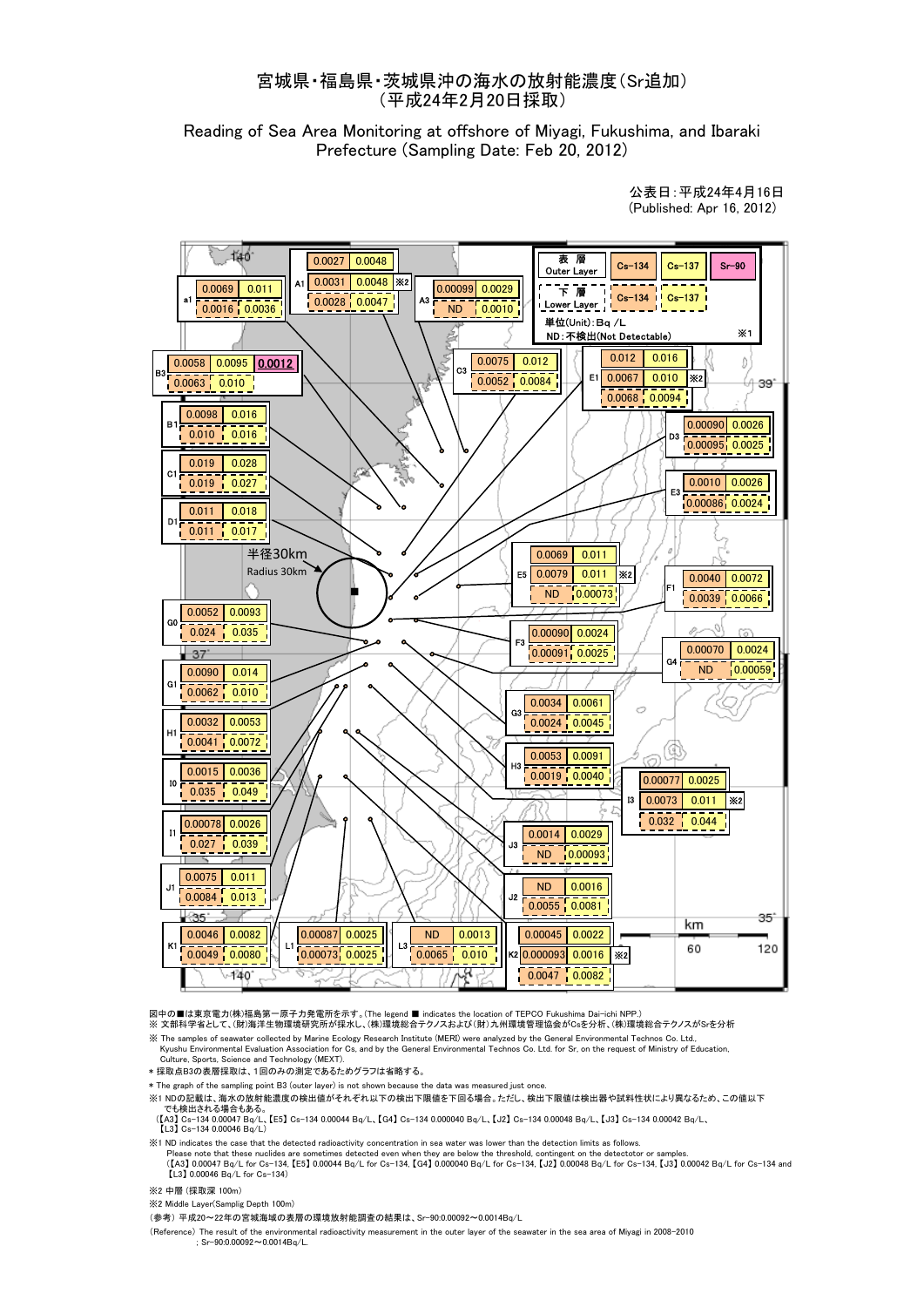# 宮城県・福島県・茨城県沖の海水の放射能濃度（Sr追加）
# （平成24年2月20日採取）

Reading of Sea Area Monitoring at offshore of Miyagi, Fukushima, and Ibaraki Prefecture (Sampling Date: Feb 20, 2012)

公表日：平成24年4月16日
(Published: Apr 16, 2012)

表 層 Outer Layer　Cs-134　Cs-137　Sr-90
下 層 Lower Layer　Cs-134　Cs-137
単位(Unit)：Bq /L
ND：不検出(Not Detectable)　※1

140°
39°
37°
35°
140°
35°
km 60 120

半径30km
Radius 30km

a1
0.0069　0.011
0.0016　0.0036

A1
0.0027　0.0048
0.0031　0.0048　※2
0.0028　0.0047

A3
0.00099　0.0029
ND　0.0010

B3
0.0058　0.0095　**0.0012**
0.0063　0.010

C3
0.0075　0.012
0.0052　0.0084

E1
0.012　0.016
0.0067　0.010　※2
0.0068　0.0094

B1
0.0098　0.016
0.010　0.016

C1
0.019　0.028
0.019　0.027

D1
0.011　0.018
0.011　0.017

D3
0.00090　0.0026
0.00095　0.0025

E3
0.0010　0.0026
0.00086　0.0024

E5
0.0069　0.011
0.0079　0.011　※2
ND　0.00073

F1
0.0040　0.0072
0.0039　0.0066

G0
0.0052　0.0093
0.024　0.035

F3
0.00090　0.0024
0.00091　0.0025

G4
0.00070　0.0024
ND　0.00059

G1
0.0090　0.014
0.0062　0.010

G3
0.0034　0.0061
0.0024　0.0045

H1
0.0032　0.0053
0.0041　0.0072

H3
0.0053　0.0091
0.0019　0.0040

I0
0.0015　0.0036
0.035　0.049

I3
0.00077　0.0025
0.0073　0.011　※2
0.032　0.044

I1
0.00078　0.0026
0.027　0.039

J3
0.0014　0.0029
ND　0.00093

J1
0.0075　0.011
0.0084　0.013

J2
ND　0.0016
0.0055　0.0081

K1
0.0046　0.0082
0.0049　0.0080

L1
0.00087　0.0025
0.00073　0.0025

L3
ND　0.0013
0.0065　0.010

K2
0.00045　0.0022
0.000093　0.0016　※2
0.0047　0.0082

図中の■は東京電力(株)福島第一原子力発電所を示す。(The legend ■ indicates the location of TEPCO Fukushima Dai-ichi NPP.)

※ 文部科学省として、(財)海洋生物環境研究所が採水し、(株)環境総合テクノスおよび(財)九州環境管理協会がCsを分析、(株)環境総合テクノスがSrを分析

※ The samples of seawater collected by Marine Ecology Research Institute (MERI) were analyzed by the General Environmental Technos Co. Ltd., Kyushu Environmental Evaluation Association for Cs, and by the General Environmental Technos Co. Ltd. for Sr, on the request of Ministry of Education, Culture, Sports, Science and Technology (MEXT).

＊採取点B3の表層採取は、1回のみの測定であるためグラフは省略する。

＊The graph of the sampling point B3 (outer layer) is not shown because the data was measured just once.

※1 NDの記載は、海水の放射能濃度の検出値がそれぞれ以下の検出下限値を下回る場合。ただし、検出下限値は検出器や試料性状により異なるため、この値以下でも検出される場合もある。
(【A3】Cs-134 0.00047 Bq/L、【E5】Cs-134 0.00044 Bq/L、【G4】Cs-134 0.000040 Bq/L、【J2】Cs-134 0.00048 Bq/L、【J3】Cs-134 0.00042 Bq/L、【L3】Cs-134 0.00046 Bq/L)

※1 ND indicates the case that the detected radioactivity concentration in sea water was lower than the detection limits as follows.
Please note that these nuclides are sometimes detected even when they are below the threshold, contingent on the detectotor or samples.
(【A3】0.00047 Bq/L for Cs-134, 【E5】0.00044 Bq/L for Cs-134, 【G4】0.000040 Bq/L for Cs-134, 【J2】0.00048 Bq/L for Cs-134, 【J3】0.00042 Bq/L for Cs-134 and 【L3】0.00046 Bq/L for Cs-134)

※2 中層（採取深 100m）

※2 Middle Layer(Samplig Depth 100m)

（参考）平成20～22年の宮城海域の表層の環境放射能調査の結果は、Sr-90:0.00092～0.0014Bq/L

(Reference) The result of the environmental radioactivity measurement in the outer layer of the seawater in the sea area of Miyagi in 2008-2010
; Sr-90:0.00092～0.0014Bq/L.